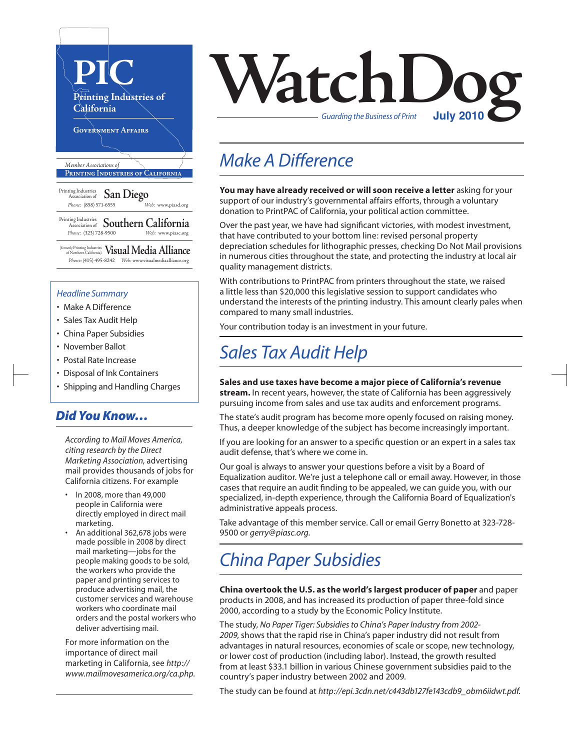# PIC

Printing Industries of California

Government Affairs

*Member Associations of*
**Printing Industries of California**

Printing Industries Association of **San Diego**
*Phone:* (858) 571-6555 *Web:* www.piasd.org

Printing Industries Association of **Southern California**
*Phone:* (323) 728-9500 *Web:* www.piasc.org

(formerly Printing Industries of Northern California) **Visual Media Alliance**
*Phone:* (415) 495-8242 *Web:* www.visualmediaalliance.org

# WatchDog

*Guarding the Business of Print* **July 2010**

*Headline Summary*

- Make A Difference
- Sales Tax Audit Help
- China Paper Subsidies
- November Ballot
- Postal Rate Increase
- Disposal of Ink Containers
- Shipping and Handling Charges

## *Did You Know…*

*According to Mail Moves America, citing research by the Direct Marketing Association,* advertising mail provides thousands of jobs for California citizens. For example

- In 2008, more than 49,000 people in California were directly employed in direct mail marketing.
- An additional 362,678 jobs were made possible in 2008 by direct mail marketing—jobs for the people making goods to be sold, the workers who provide the paper and printing services to produce advertising mail, the customer services and warehouse workers who coordinate mail orders and the postal workers who deliver advertising mail.

For more information on the importance of direct mail marketing in California, see *http://www.mailmovesamerica.org/ca.php.*

## *Make A Difference*

**You may have already received or will soon receive a letter** asking for your support of our industry's governmental affairs efforts, through a voluntary donation to PrintPAC of California, your political action committee.

Over the past year, we have had significant victories, with modest investment, that have contributed to your bottom line: revised personal property depreciation schedules for lithographic presses, checking Do Not Mail provisions in numerous cities throughout the state, and protecting the industry at local air quality management districts.

With contributions to PrintPAC from printers throughout the state, we raised a little less than $20,000 this legislative session to support candidates who understand the interests of the printing industry. This amount clearly pales when compared to many small industries.

Your contribution today is an investment in your future.

## *Sales Tax Audit Help*

**Sales and use taxes have become a major piece of California's revenue stream.** In recent years, however, the state of California has been aggressively pursuing income from sales and use tax audits and enforcement programs.

The state's audit program has become more openly focused on raising money. Thus, a deeper knowledge of the subject has become increasingly important.

If you are looking for an answer to a specific question or an expert in a sales tax audit defense, that's where we come in.

Our goal is always to answer your questions before a visit by a Board of Equalization auditor. We're just a telephone call or email away. However, in those cases that require an audit finding to be appealed, we can guide you, with our specialized, in-depth experience, through the California Board of Equalization's administrative appeals process.

Take advantage of this member service. Call or email Gerry Bonetto at 323-728-9500 or *gerry@piasc.org.*

## *China Paper Subsidies*

**China overtook the U.S. as the world's largest producer of paper** and paper products in 2008, and has increased its production of paper three-fold since 2000, according to a study by the Economic Policy Institute.

The study, *No Paper Tiger: Subsidies to China's Paper Industry from 2002-2009*, shows that the rapid rise in China's paper industry did not result from advantages in natural resources, economies of scale or scope, new technology, or lower cost of production (including labor). Instead, the growth resulted from at least $33.1 billion in various Chinese government subsidies paid to the country's paper industry between 2002 and 2009.

The study can be found at *http://epi.3cdn.net/c443db127fe143cdb9_obm6iidwt.pdf.*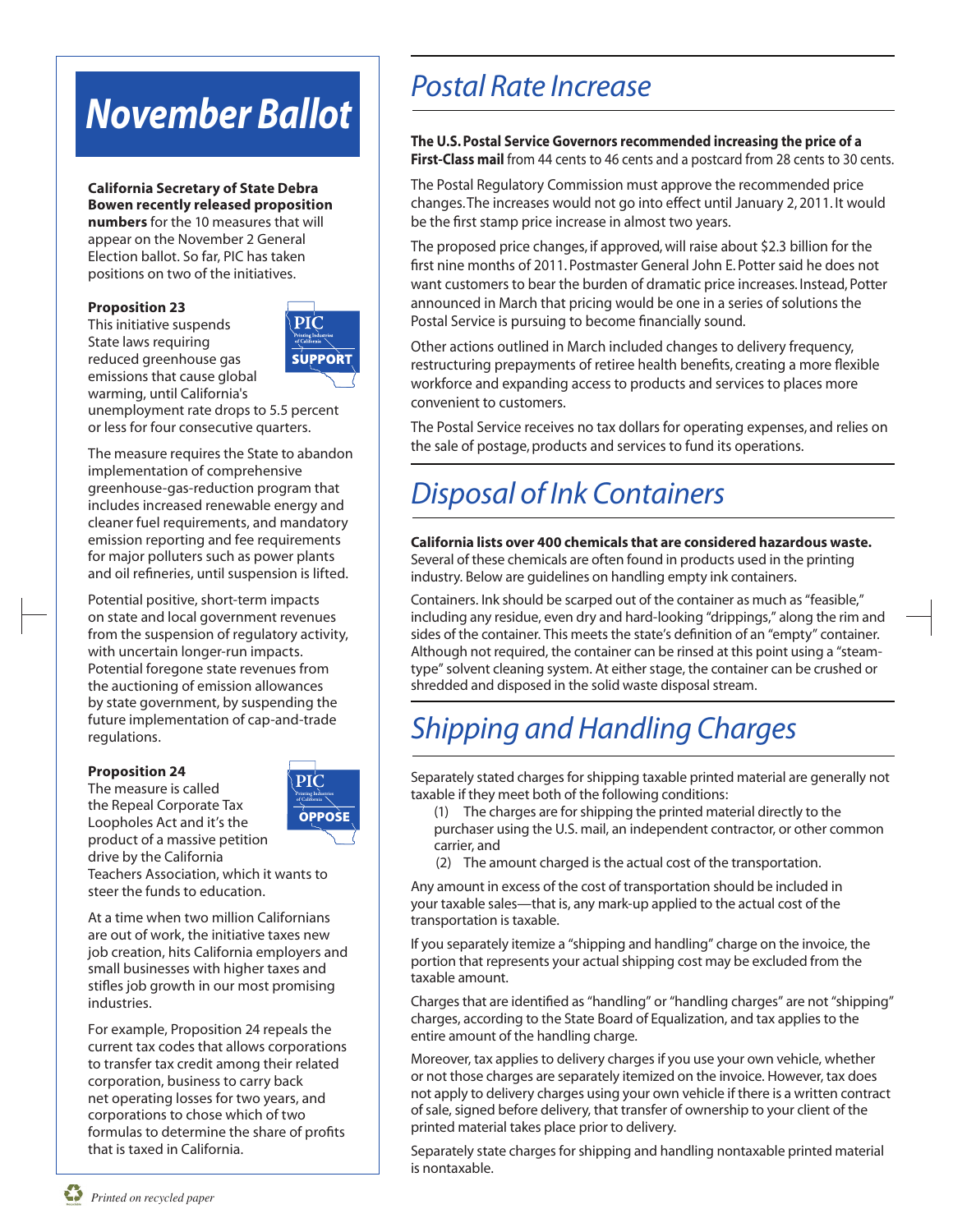# November Ballot

**California Secretary of State Debra Bowen recently released proposition numbers** for the 10 measures that will appear on the November 2 General Election ballot. So far, PIC has taken positions on two of the initiatives.

### Proposition 23

PIC Printing Industries of California SUPPORT

This initiative suspends State laws requiring reduced greenhouse gas emissions that cause global warming, until California's unemployment rate drops to 5.5 percent or less for four consecutive quarters.

The measure requires the State to abandon implementation of comprehensive greenhouse-gas-reduction program that includes increased renewable energy and cleaner fuel requirements, and mandatory emission reporting and fee requirements for major polluters such as power plants and oil refineries, until suspension is lifted.

Potential positive, short-term impacts on state and local government revenues from the suspension of regulatory activity, with uncertain longer-run impacts. Potential foregone state revenues from the auctioning of emission allowances by state government, by suspending the future implementation of cap-and-trade regulations.

### Proposition 24

PIC Printing Industries of California OPPOSE

The measure is called the Repeal Corporate Tax Loopholes Act and it's the product of a massive petition drive by the California Teachers Association, which it wants to steer the funds to education.

At a time when two million Californians are out of work, the initiative taxes new job creation, hits California employers and small businesses with higher taxes and stifles job growth in our most promising industries.

For example, Proposition 24 repeals the current tax codes that allows corporations to transfer tax credit among their related corporation, business to carry back net operating losses for two years, and corporations to chose which of two formulas to determine the share of profits that is taxed in California.

# *Postal Rate Increase*

**The U.S. Postal Service Governors recommended increasing the price of a First-Class mail** from 44 cents to 46 cents and a postcard from 28 cents to 30 cents.

The Postal Regulatory Commission must approve the recommended price changes. The increases would not go into effect until January 2, 2011. It would be the first stamp price increase in almost two years.

The proposed price changes, if approved, will raise about $2.3 billion for the first nine months of 2011. Postmaster General John E. Potter said he does not want customers to bear the burden of dramatic price increases. Instead, Potter announced in March that pricing would be one in a series of solutions the Postal Service is pursuing to become financially sound.

Other actions outlined in March included changes to delivery frequency, restructuring prepayments of retiree health benefits, creating a more flexible workforce and expanding access to products and services to places more convenient to customers.

The Postal Service receives no tax dollars for operating expenses, and relies on the sale of postage, products and services to fund its operations.

# *Disposal of Ink Containers*

**California lists over 400 chemicals that are considered hazardous waste.** Several of these chemicals are often found in products used in the printing industry. Below are guidelines on handling empty ink containers.

Containers. Ink should be scarped out of the container as much as "feasible," including any residue, even dry and hard-looking "drippings," along the rim and sides of the container. This meets the state's definition of an "empty" container. Although not required, the container can be rinsed at this point using a "steam-type" solvent cleaning system. At either stage, the container can be crushed or shredded and disposed in the solid waste disposal stream.

# *Shipping and Handling Charges*

Separately stated charges for shipping taxable printed material are generally not taxable if they meet both of the following conditions:

(1) The charges are for shipping the printed material directly to the purchaser using the U.S. mail, an independent contractor, or other common carrier, and

(2) The amount charged is the actual cost of the transportation.

Any amount in excess of the cost of transportation should be included in your taxable sales—that is, any mark-up applied to the actual cost of the transportation is taxable.

If you separately itemize a "shipping and handling" charge on the invoice, the portion that represents your actual shipping cost may be excluded from the taxable amount.

Charges that are identified as "handling" or "handling charges" are not "shipping" charges, according to the State Board of Equalization, and tax applies to the entire amount of the handling charge.

Moreover, tax applies to delivery charges if you use your own vehicle, whether or not those charges are separately itemized on the invoice. However, tax does not apply to delivery charges using your own vehicle if there is a written contract of sale, signed before delivery, that transfer of ownership to your client of the printed material takes place prior to delivery.

Separately state charges for shipping and handling nontaxable printed material is nontaxable.

*Printed on recycled paper*